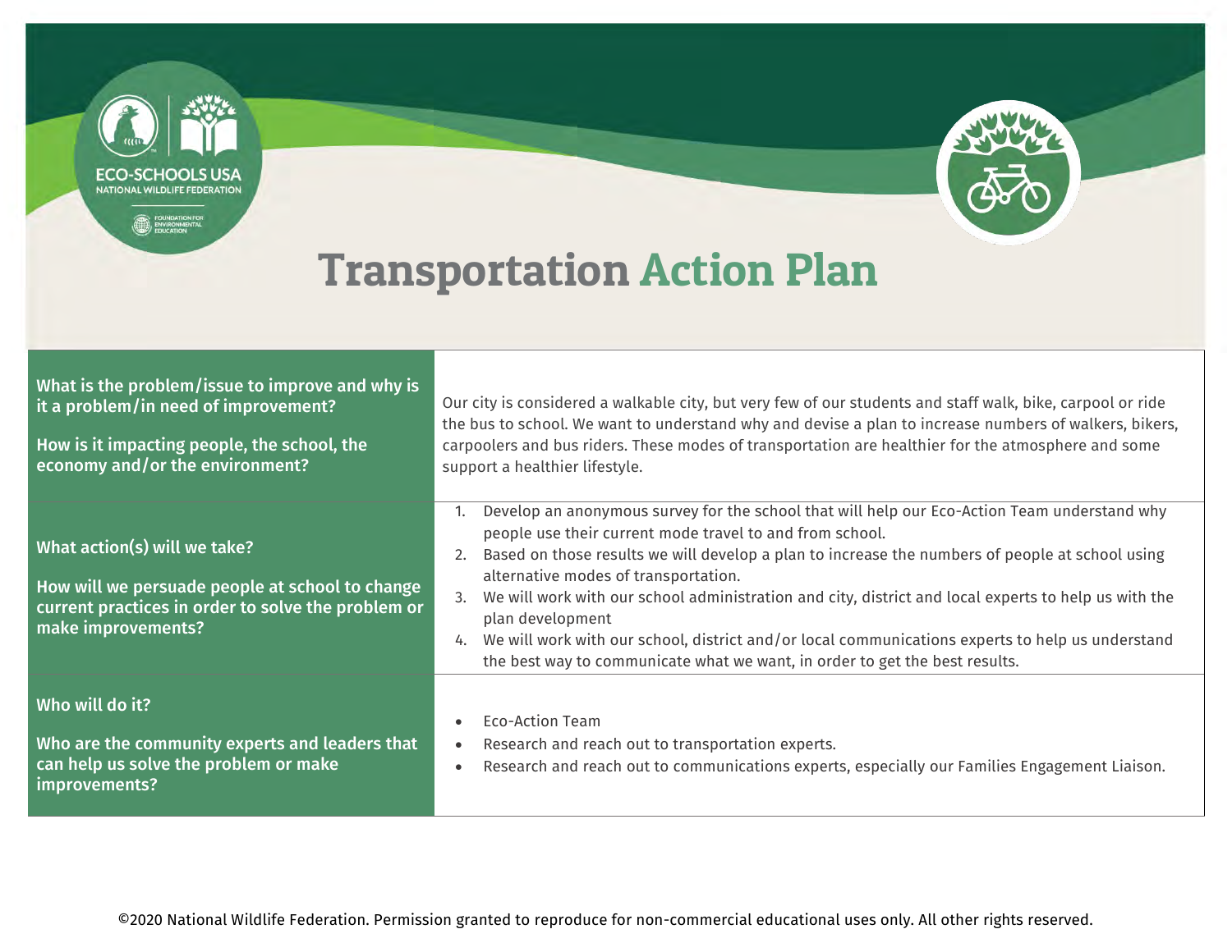ECO-SCHOOLS USA
NATIONAL WILDLIFE FEDERATION
FOUNDATION FOR ENVIRONMENTAL EDUCATION

# Transportation Action Plan

| | |
|---|---|
| **What is the problem/issue to improve and why is it a problem/in need of improvement?**<br><br>**How is it impacting people, the school, the economy and/or the environment?** | Our city is considered a walkable city, but very few of our students and staff walk, bike, carpool or ride the bus to school. We want to understand why and devise a plan to increase numbers of walkers, bikers, carpoolers and bus riders. These modes of transportation are healthier for the atmosphere and some support a healthier lifestyle. |
| **What action(s) will we take?**<br><br>**How will we persuade people at school to change current practices in order to solve the problem or make improvements?** | 1. Develop an anonymous survey for the school that will help our Eco-Action Team understand why people use their current mode travel to and from school.<br>2. Based on those results we will develop a plan to increase the numbers of people at school using alternative modes of transportation.<br>3. We will work with our school administration and city, district and local experts to help us with the plan development<br>4. We will work with our school, district and/or local communications experts to help us understand the best way to communicate what we want, in order to get the best results. |
| **Who will do it?**<br><br>**Who are the community experts and leaders that can help us solve the problem or make improvements?** | • Eco-Action Team<br>• Research and reach out to transportation experts.<br>• Research and reach out to communications experts, especially our Families Engagement Liaison. |

©2020 National Wildlife Federation. Permission granted to reproduce for non-commercial educational uses only. All other rights reserved.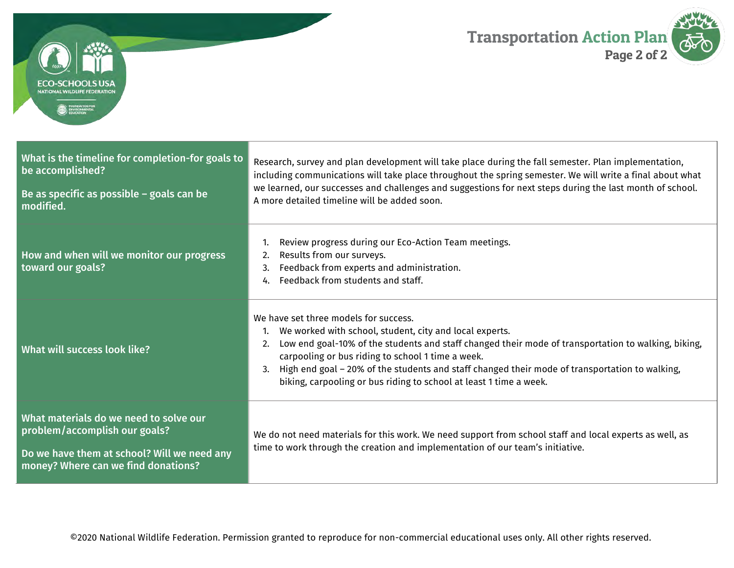| | |
|---|---|
| **What is the timeline for completion-for goals to be accomplished?**<br><br>**Be as specific as possible – goals can be modified.** | Research, survey and plan development will take place during the fall semester. Plan implementation, including communications will take place throughout the spring semester. We will write a final about what we learned, our successes and challenges and suggestions for next steps during the last month of school. A more detailed timeline will be added soon. |
| **How and when will we monitor our progress toward our goals?** | 1. Review progress during our Eco-Action Team meetings.<br>2. Results from our surveys.<br>3. Feedback from experts and administration.<br>4. Feedback from students and staff. |
| **What will success look like?** | We have set three models for success.<br>1. We worked with school, student, city and local experts.<br>2. Low end goal-10% of the students and staff changed their mode of transportation to walking, biking, carpooling or bus riding to school 1 time a week.<br>3. High end goal – 20% of the students and staff changed their mode of transportation to walking, biking, carpooling or bus riding to school at least 1 time a week. |
| **What materials do we need to solve our problem/accomplish our goals?**<br><br>**Do we have them at school? Will we need any money? Where can we find donations?** | We do not need materials for this work. We need support from school staff and local experts as well, as time to work through the creation and implementation of our team's initiative. |

©2020 National Wildlife Federation. Permission granted to reproduce for non-commercial educational uses only. All other rights reserved.